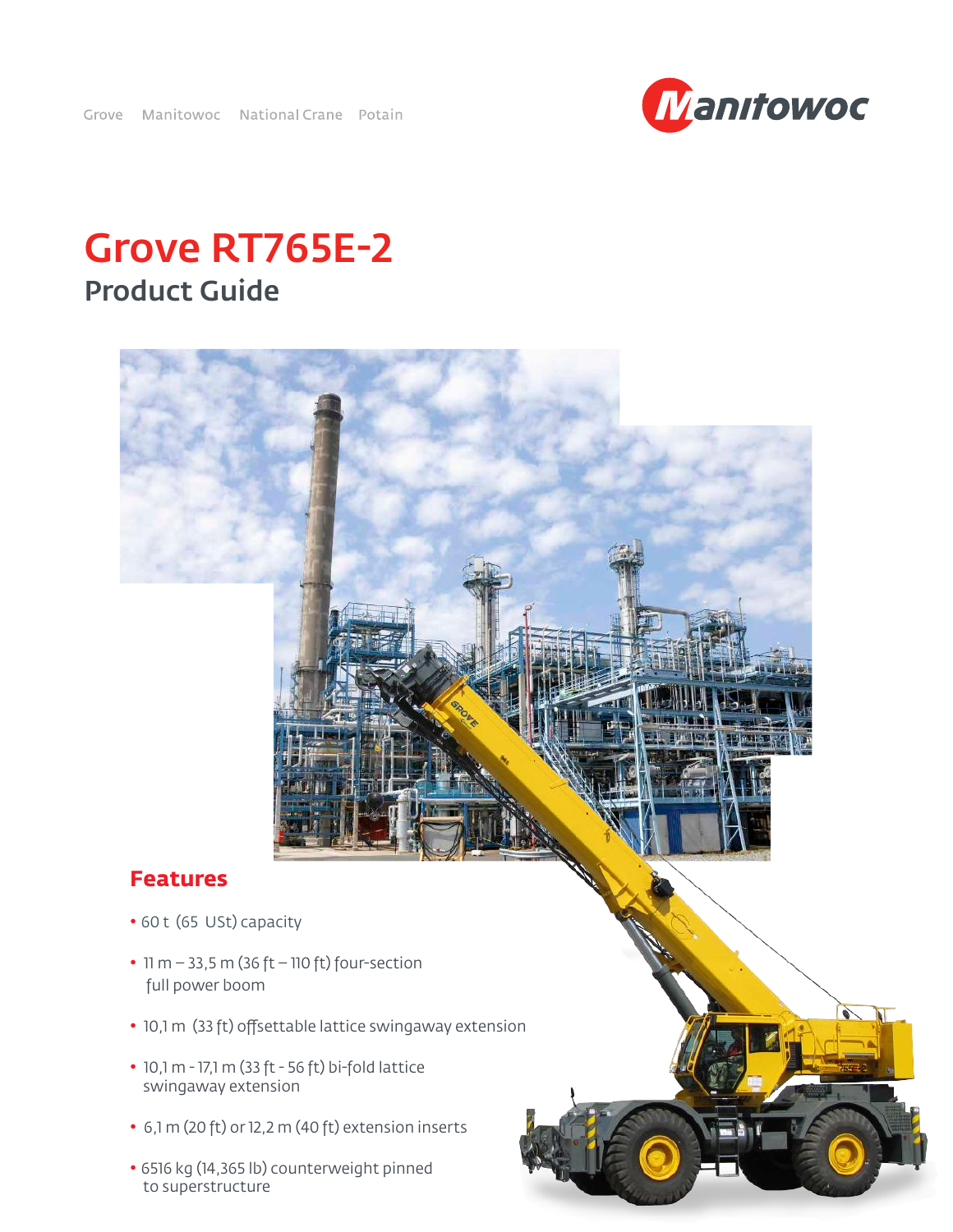Grove Manitowoc National Crane Potain

Manitowoc

# Grove RT765E-2

## Product Guide

## Features

- 60 t (65 USt) capacity
- 11 m – 33,5 m (36 ft – 110 ft) four-section full power boom
- 10,1 m (33 ft) offsettable lattice swingaway extension
- 10,1 m - 17,1 m (33 ft - 56 ft) bi-fold lattice swingaway extension
- 6,1 m (20 ft) or 12,2 m (40 ft) extension inserts
- 6516 kg (14,365 lb) counterweight pinned to superstructure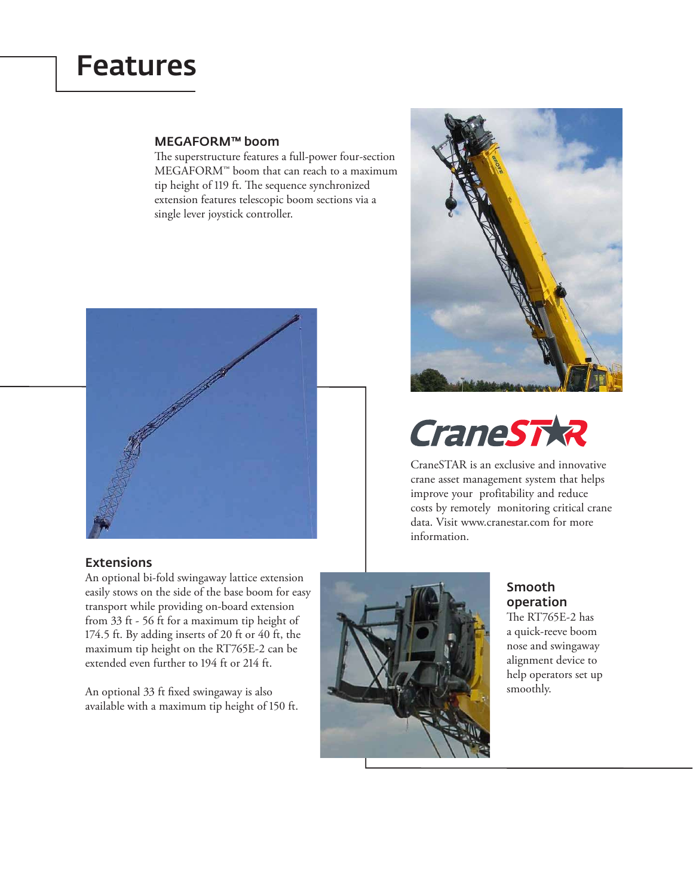# Features

### MEGAFORM™ boom

The superstructure features a full-power four-section MEGAFORM™ boom that can reach to a maximum tip height of 119 ft. The sequence synchronized extension features telescopic boom sections via a single lever joystick controller.

### CraneSTAR

CraneSTAR is an exclusive and innovative crane asset management system that helps improve your profitability and reduce costs by remotely monitoring critical crane data. Visit www.cranestar.com for more information.

### Extensions

An optional bi-fold swingaway lattice extension easily stows on the side of the base boom for easy transport while providing on-board extension from 33 ft - 56 ft for a maximum tip height of 174.5 ft. By adding inserts of 20 ft or 40 ft, the maximum tip height on the RT765E-2 can be extended even further to 194 ft or 214 ft.

An optional 33 ft fixed swingaway is also available with a maximum tip height of 150 ft.

### Smooth operation

The RT765E-2 has a quick-reeve boom nose and swingaway alignment device to help operators set up smoothly.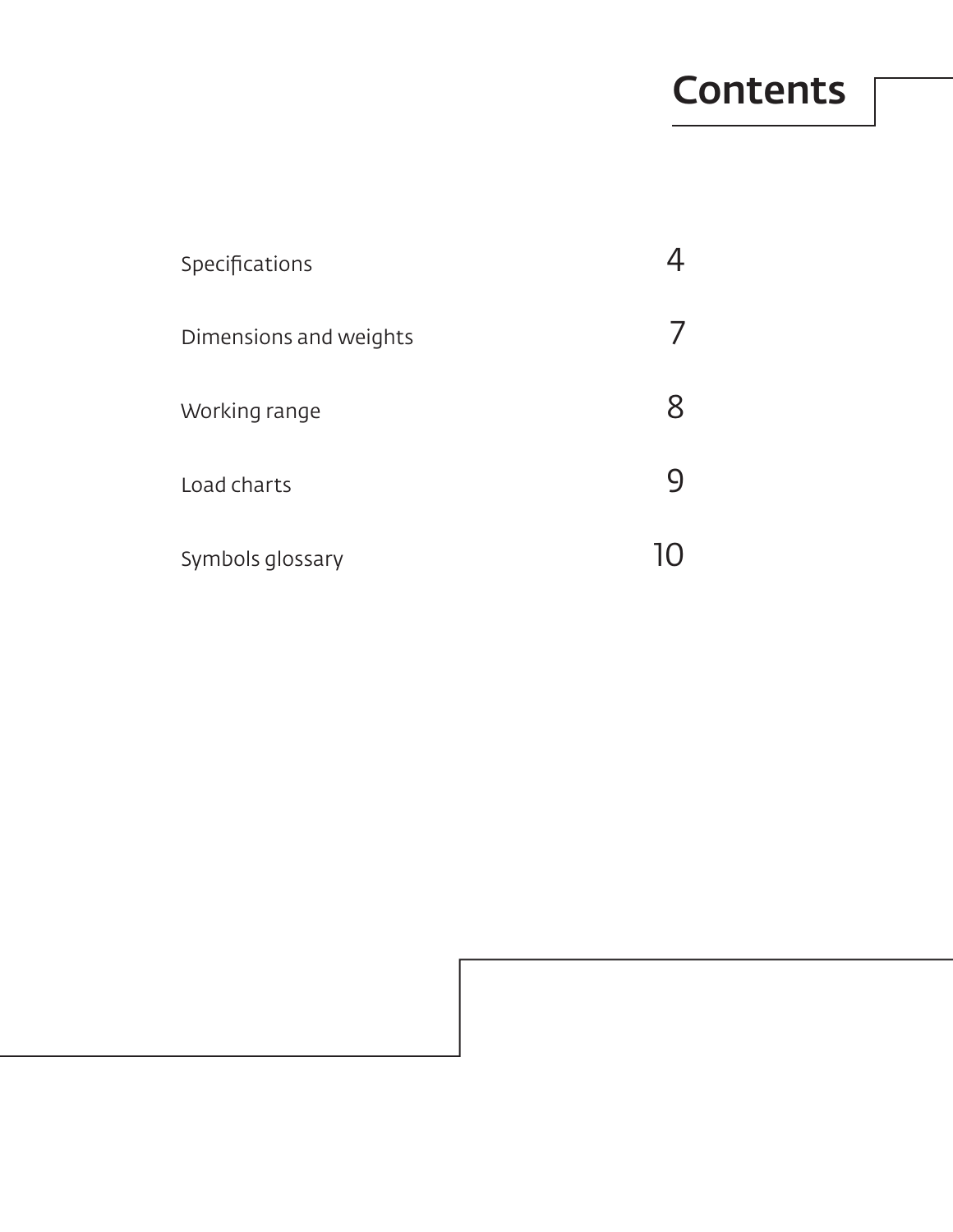# Contents

| | |
|---|---|
| Specifications | 4 |
| Dimensions and weights | 7 |
| Working range | 8 |
| Load charts | 9 |
| Symbols glossary | 10 |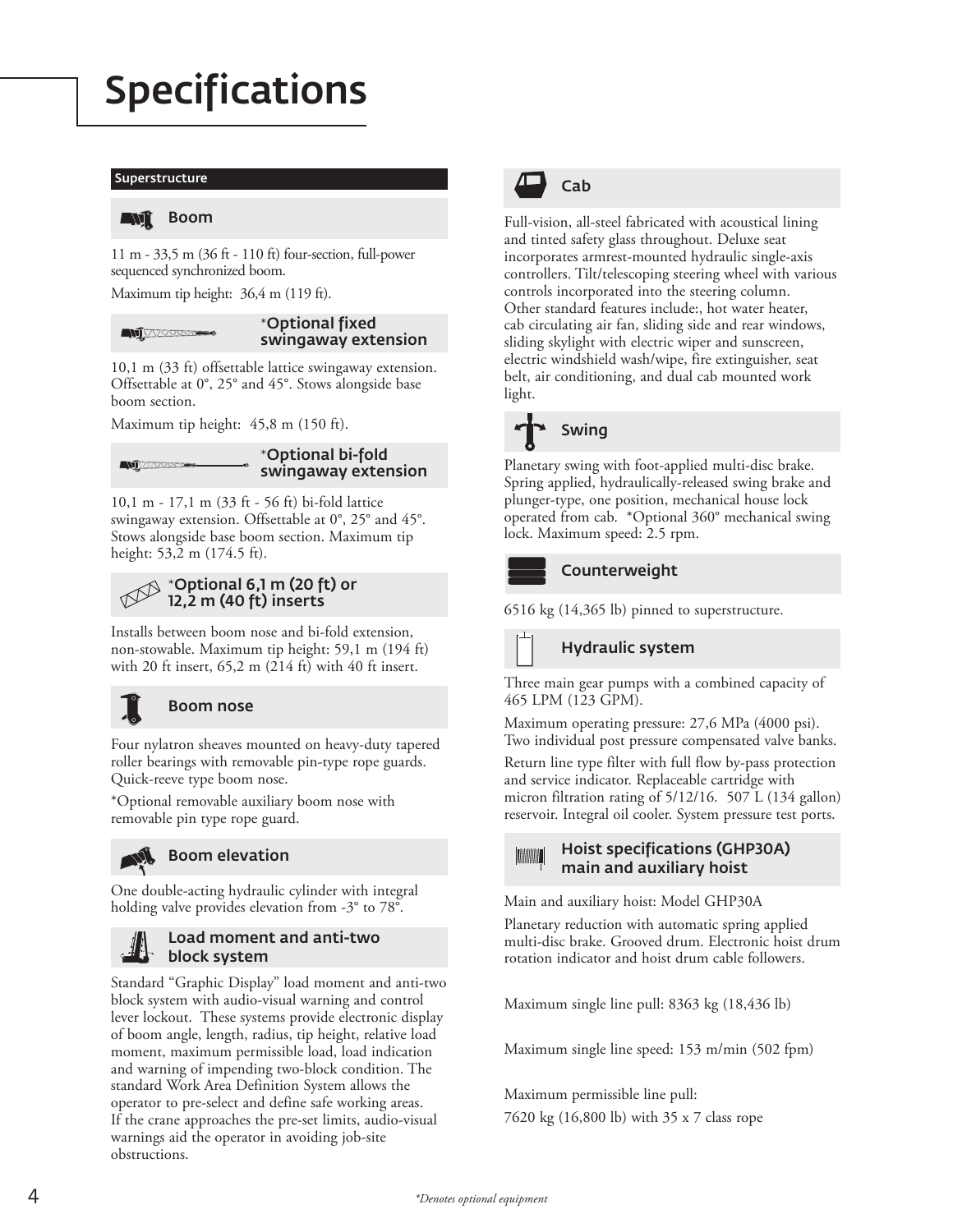# Specifications

## Superstructure

### Boom

11 m - 33,5 m (36 ft - 110 ft) four-section, full-power sequenced synchronized boom.

Maximum tip height: 36,4 m (119 ft).

### *Optional fixed swingaway extension

10,1 m (33 ft) offsettable lattice swingaway extension. Offsettable at 0°, 25° and 45°. Stows alongside base boom section.

Maximum tip height: 45,8 m (150 ft).

### *Optional bi-fold swingaway extension

10,1 m - 17,1 m (33 ft - 56 ft) bi-fold lattice swingaway extension. Offsettable at 0°, 25° and 45°. Stows alongside base boom section. Maximum tip height: 53,2 m (174.5 ft).

### *Optional 6,1 m (20 ft) or 12,2 m (40 ft) inserts

Installs between boom nose and bi-fold extension, non-stowable. Maximum tip height: 59,1 m (194 ft) with 20 ft insert, 65,2 m (214 ft) with 40 ft insert.

### Boom nose

Four nylatron sheaves mounted on heavy-duty tapered roller bearings with removable pin-type rope guards. Quick-reeve type boom nose.

*Optional removable auxiliary boom nose with removable pin type rope guard.

### Boom elevation

One double-acting hydraulic cylinder with integral holding valve provides elevation from -3° to 78°.

### Load moment and anti-two block system

Standard "Graphic Display" load moment and anti-two block system with audio-visual warning and control lever lockout. These systems provide electronic display of boom angle, length, radius, tip height, relative load moment, maximum permissible load, load indication and warning of impending two-block condition. The standard Work Area Definition System allows the operator to pre-select and define safe working areas. If the crane approaches the pre-set limits, audio-visual warnings aid the operator in avoiding job-site obstructions.

### Cab

Full-vision, all-steel fabricated with acoustical lining and tinted safety glass throughout. Deluxe seat incorporates armrest-mounted hydraulic single-axis controllers. Tilt/telescoping steering wheel with various controls incorporated into the steering column. Other standard features include:, hot water heater, cab circulating air fan, sliding side and rear windows, sliding skylight with electric wiper and sunscreen, electric windshield wash/wipe, fire extinguisher, seat belt, air conditioning, and dual cab mounted work light.

### Swing

Planetary swing with foot-applied multi-disc brake. Spring applied, hydraulically-released swing brake and plunger-type, one position, mechanical house lock operated from cab. *Optional 360° mechanical swing lock. Maximum speed: 2.5 rpm.

### Counterweight

6516 kg (14,365 lb) pinned to superstructure.

### Hydraulic system

Three main gear pumps with a combined capacity of 465 LPM (123 GPM).

Maximum operating pressure: 27,6 MPa (4000 psi). Two individual post pressure compensated valve banks.

Return line type filter with full flow by-pass protection and service indicator. Replaceable cartridge with micron filtration rating of 5/12/16. 507 L (134 gallon) reservoir. Integral oil cooler. System pressure test ports.

### Hoist specifications (GHP30A) main and auxiliary hoist

Main and auxiliary hoist: Model GHP30A

Planetary reduction with automatic spring applied multi-disc brake. Grooved drum. Electronic hoist drum rotation indicator and hoist drum cable followers.

Maximum single line pull: 8363 kg (18,436 lb)

Maximum single line speed: 153 m/min (502 fpm)

Maximum permissible line pull:

7620 kg (16,800 lb) with 35 x 7 class rope

*Denotes optional equipment*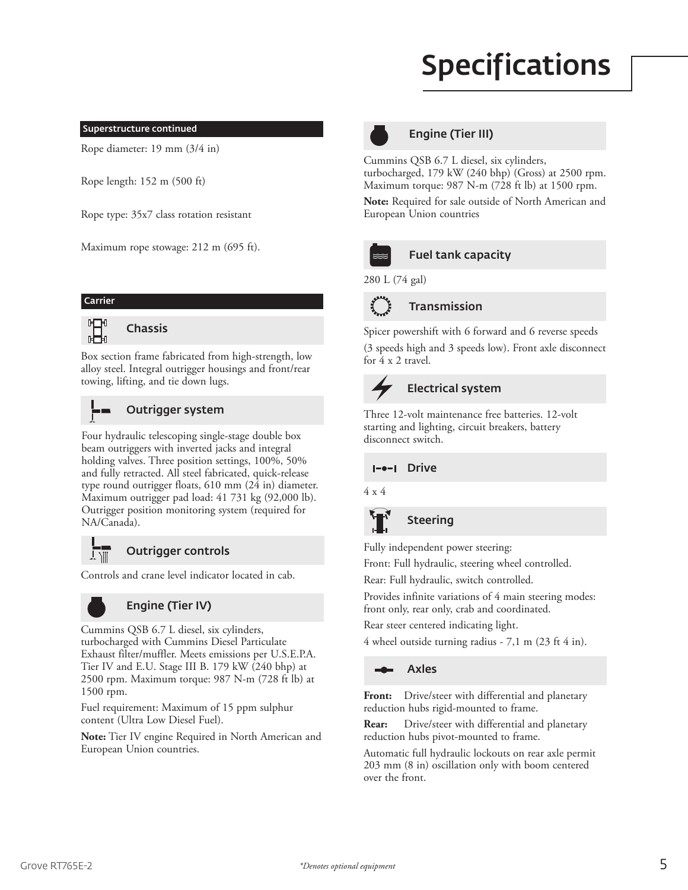# Specifications

## Superstructure continued

Rope diameter: 19 mm (3/4 in)

Rope length: 152 m (500 ft)

Rope type: 35x7 class rotation resistant

Maximum rope stowage: 212 m (695 ft).

## Carrier

### Chassis

Box section frame fabricated from high-strength, low alloy steel. Integral outrigger housings and front/rear towing, lifting, and tie down lugs.

### Outrigger system

Four hydraulic telescoping single-stage double box beam outriggers with inverted jacks and integral holding valves. Three position settings, 100%, 50% and fully retracted. All steel fabricated, quick-release type round outrigger floats, 610 mm (24 in) diameter. Maximum outrigger pad load: 41 731 kg (92,000 lb). Outrigger position monitoring system (required for NA/Canada).

### Outrigger controls

Controls and crane level indicator located in cab.

### Engine (Tier IV)

Cummins QSB 6.7 L diesel, six cylinders, turbocharged with Cummins Diesel Particulate Exhaust filter/muffler. Meets emissions per U.S.E.P.A. Tier IV and E.U. Stage III B. 179 kW (240 bhp) at 2500 rpm. Maximum torque: 987 N-m (728 ft lb) at 1500 rpm.

Fuel requirement: Maximum of 15 ppm sulphur content (Ultra Low Diesel Fuel).

**Note:** Tier IV engine Required in North American and European Union countries.

### Engine (Tier III)

Cummins QSB 6.7 L diesel, six cylinders, turbocharged, 179 kW (240 bhp) (Gross) at 2500 rpm. Maximum torque: 987 N-m (728 ft lb) at 1500 rpm.

**Note:** Required for sale outside of North American and European Union countries

### Fuel tank capacity

280 L (74 gal)

### Transmission

Spicer powershift with 6 forward and 6 reverse speeds (3 speeds high and 3 speeds low). Front axle disconnect for 4 x 2 travel.

### Electrical system

Three 12-volt maintenance free batteries. 12-volt starting and lighting, circuit breakers, battery disconnect switch.

### Drive

4 x 4

### Steering

Fully independent power steering:

Front: Full hydraulic, steering wheel controlled.

Rear: Full hydraulic, switch controlled.

Provides infinite variations of 4 main steering modes: front only, rear only, crab and coordinated.

Rear steer centered indicating light.

4 wheel outside turning radius - 7,1 m (23 ft 4 in).

### Axles

**Front:** Drive/steer with differential and planetary reduction hubs rigid-mounted to frame.

**Rear:** Drive/steer with differential and planetary reduction hubs pivot-mounted to frame.

Automatic full hydraulic lockouts on rear axle permit 203 mm (8 in) oscillation only with boom centered over the front.

*\*Denotes optional equipment*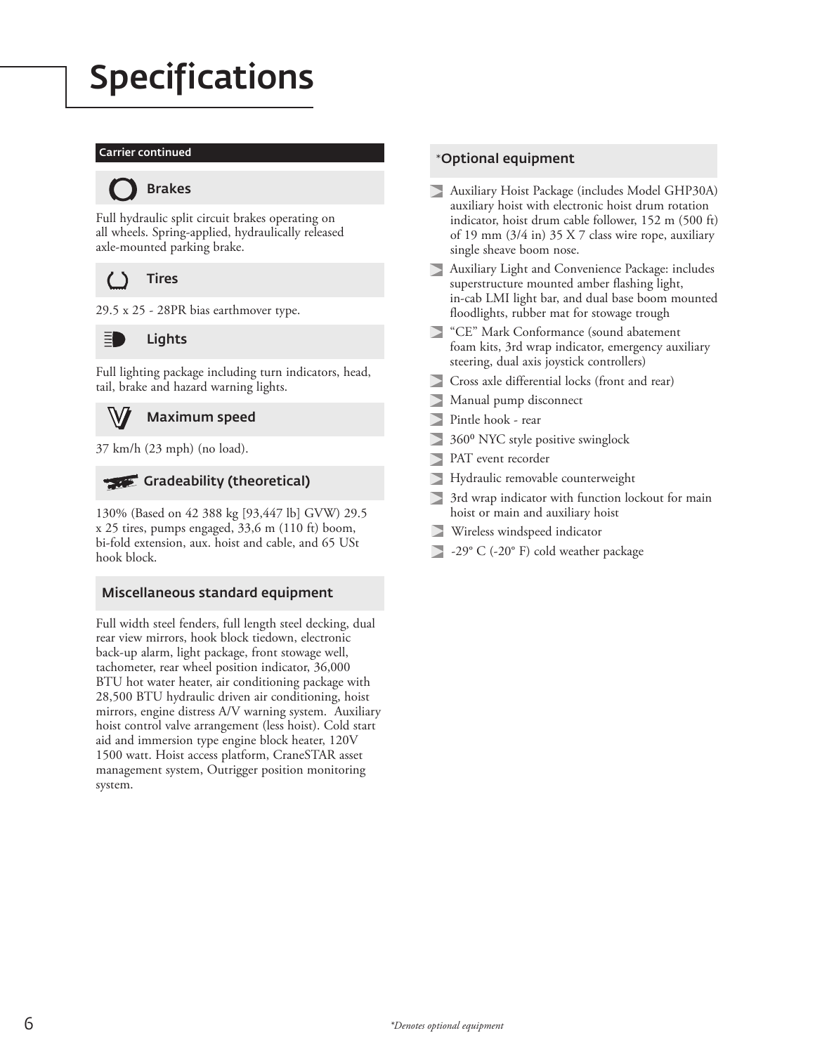# Specifications

## Carrier continued

### Brakes

Full hydraulic split circuit brakes operating on all wheels. Spring-applied, hydraulically released axle-mounted parking brake.

### Tires

29.5 x 25 - 28PR bias earthmover type.

### Lights

Full lighting package including turn indicators, head, tail, brake and hazard warning lights.

### Maximum speed

37 km/h (23 mph) (no load).

### Gradeability (theoretical)

130% (Based on 42 388 kg [93,447 lb] GVW) 29.5 x 25 tires, pumps engaged, 33,6 m (110 ft) boom, bi-fold extension, aux. hoist and cable, and 65 USt hook block.

### Miscellaneous standard equipment

Full width steel fenders, full length steel decking, dual rear view mirrors, hook block tiedown, electronic back-up alarm, light package, front stowage well, tachometer, rear wheel position indicator, 36,000 BTU hot water heater, air conditioning package with 28,500 BTU hydraulic driven air conditioning, hoist mirrors, engine distress A/V warning system. Auxiliary hoist control valve arrangement (less hoist). Cold start aid and immersion type engine block heater, 120V 1500 watt. Hoist access platform, CraneSTAR asset management system, Outrigger position monitoring system.

### *Optional equipment

- Auxiliary Hoist Package (includes Model GHP30A) auxiliary hoist with electronic hoist drum rotation indicator, hoist drum cable follower, 152 m (500 ft) of 19 mm (3/4 in) 35 X 7 class wire rope, auxiliary single sheave boom nose.
- Auxiliary Light and Convenience Package: includes superstructure mounted amber flashing light, in-cab LMI light bar, and dual base boom mounted floodlights, rubber mat for stowage trough
- "CE" Mark Conformance (sound abatement foam kits, 3rd wrap indicator, emergency auxiliary steering, dual axis joystick controllers)
- Cross axle differential locks (front and rear)
- Manual pump disconnect
- Pintle hook - rear
- 360º NYC style positive swinglock
- PAT event recorder
- Hydraulic removable counterweight
- 3rd wrap indicator with function lockout for main hoist or main and auxiliary hoist
- Wireless windspeed indicator
- -29° C (-20° F) cold weather package

*Denotes optional equipment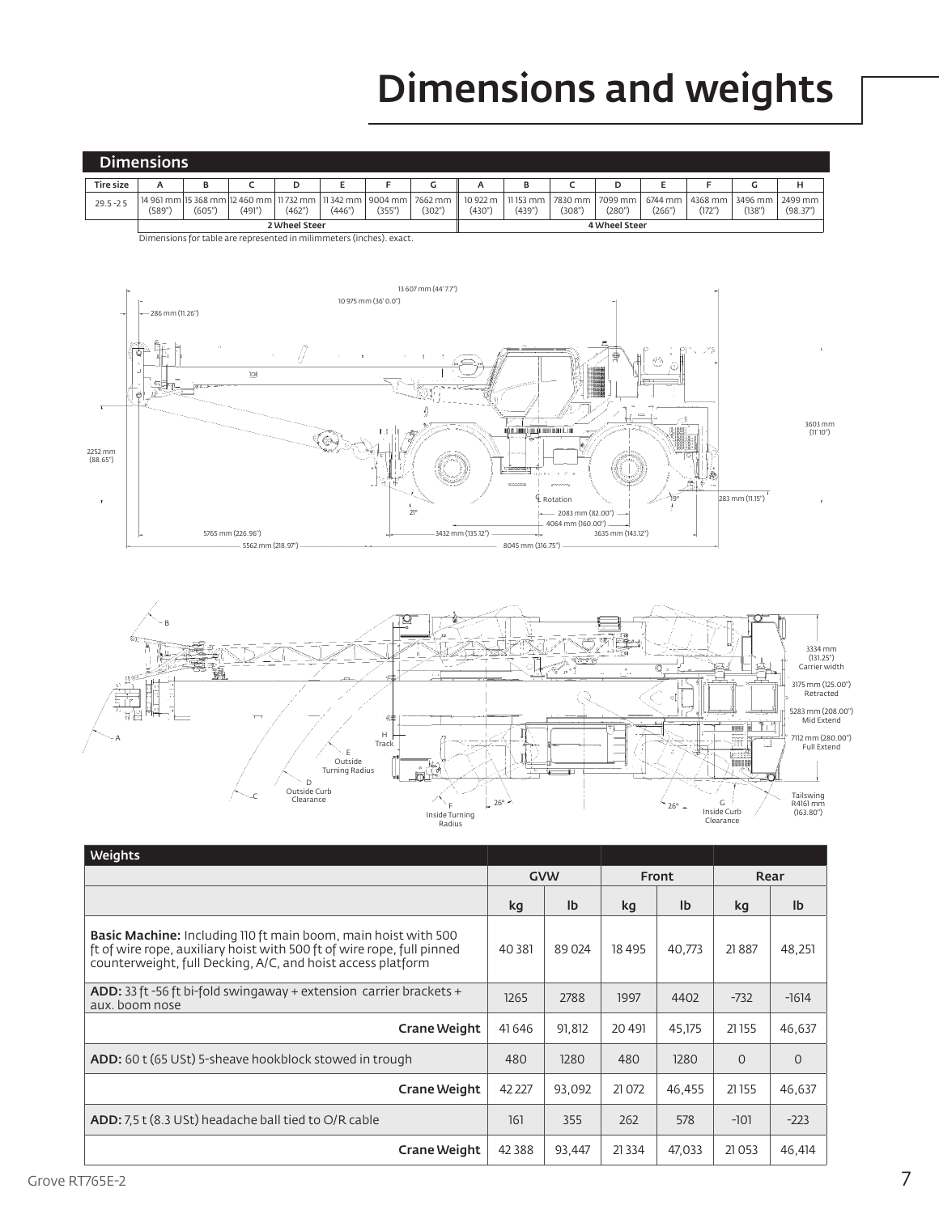# Dimensions and weights

## Dimensions

| Tire size | A | B | C | D | E | F | G | A | B | C | D | E | F | G | H |
|---|---|---|---|---|---|---|---|---|---|---|---|---|---|---|---|
| 29.5 -25 | 14 961 mm (589") | 15 368 mm (605") | 12 460 mm (491") | 11 732 mm (462") | 11 342 mm (446") | 9004 mm (355") | 7662 mm (302") | 10 922 m (430") | 11 153 mm (439") | 7830 mm (308") | 7099 mm (280") | 6744 mm (266") | 4368 mm (172") | 3496 mm (138") | 2499 mm (98.37") |
| | 2 Wheel Steer | | | | | | | 4 Wheel Steer | | | | | | | |

Dimensions for table are represented in milimmeters (inches). exact.

13 607 mm (44' 7.7")
10 975 mm (36' 0.0")
286 mm (11.26")
3603 mm (11' 10")
2252 mm (88.65")
℄ Rotation
19°
283 mm (11.15")
21°
2083 mm (82.00")
4064 mm (160.00")
5765 mm (226.96")
3432 mm (135.12")
3635 mm (143.12")
5562 mm (218.97")
8045 mm (316.75")

B
A
C
D Outside Curb Clearance
E Outside Turning Radius
F Inside Turning Radius
H Track
G Inside Curb Clearance
26°
26°
3334 mm (131.25") Carrier width
3175 mm (125.00") Retracted
5283 mm (208.00") Mid Extend
7112 mm (280.00") Full Extend
Tailswing R4161 mm (163.80")

## Weights

| | GVW | | Front | | Rear | |
|---|---|---|---|---|---|---|
| | kg | lb | kg | lb | kg | lb |
| **Basic Machine:** Including 110 ft main boom, main hoist with 500 ft of wire rope, auxiliary hoist with 500 ft of wire rope, full pinned counterweight, full Decking, A/C, and hoist access platform | 40 381 | 89 024 | 18 495 | 40,773 | 21 887 | 48,251 |
| **ADD:** 33 ft -56 ft bi-fold swingaway + extension carrier brackets + aux. boom nose | 1265 | 2788 | 1997 | 4402 | -732 | -1614 |
| **Crane Weight** | 41 646 | 91,812 | 20 491 | 45,175 | 21 155 | 46,637 |
| **ADD:** 60 t (65 USt) 5-sheave hookblock stowed in trough | 480 | 1280 | 480 | 1280 | 0 | 0 |
| **Crane Weight** | 42 227 | 93,092 | 21 072 | 46,455 | 21 155 | 46,637 |
| **ADD:** 7,5 t (8.3 USt) headache ball tied to O/R cable | 161 | 355 | 262 | 578 | -101 | -223 |
| **Crane Weight** | 42 388 | 93,447 | 21 334 | 47,033 | 21 053 | 46,414 |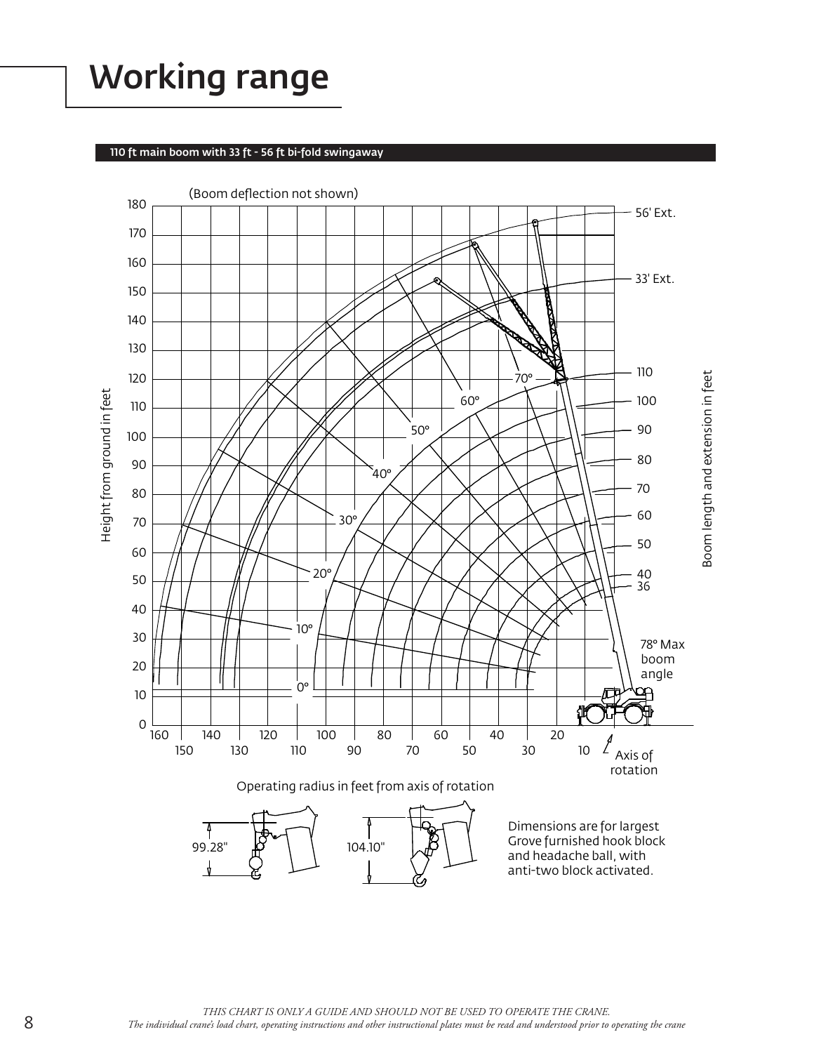# Working range

**110 ft main boom with 33 ft - 56 ft bi-fold swingaway**

(Boom deflection not shown)

Height from ground in feet

Boom length and extension in feet

56' Ext.

33' Ext.

78° Max boom angle

Axis of rotation

Operating radius in feet from axis of rotation

99.28"

104.10"

Dimensions are for largest Grove furnished hook block and headache ball, with anti-two block activated.

*THIS CHART IS ONLY A GUIDE AND SHOULD NOT BE USED TO OPERATE THE CRANE.*
*The individual crane's load chart, operating instructions and other instructional plates must be read and understood prior to operating the crane*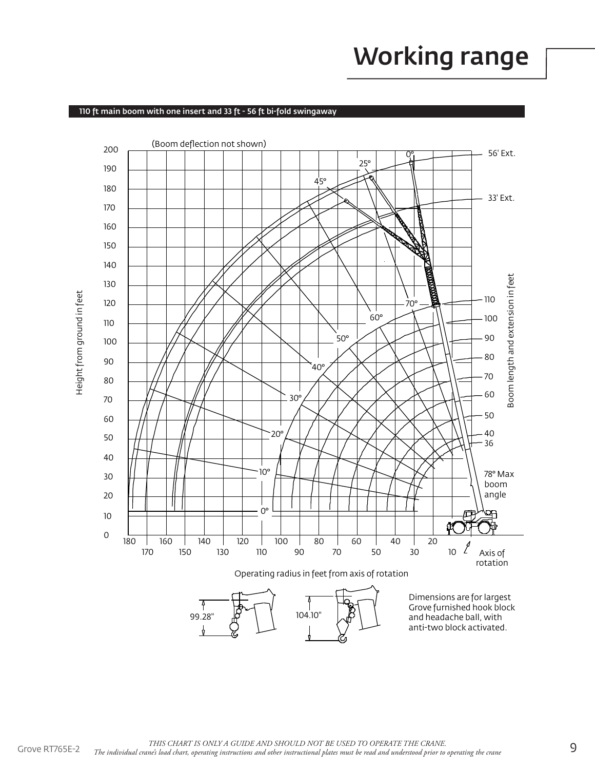# Working range

**110 ft main boom with one insert and 33 ft - 56 ft bi-fold swingaway**

(Boom deflection not shown)

Height from ground in feet

Boom length and extension in feet

56' Ext.

33' Ext.

78° Max boom angle

Axis of rotation

Operating radius in feet from axis of rotation

99.28"

104.10"

Dimensions are for largest Grove furnished hook block and headache ball, with anti-two block activated.

*THIS CHART IS ONLY A GUIDE AND SHOULD NOT BE USED TO OPERATE THE CRANE.*
*The individual crane's load chart, operating instructions and other instructional plates must be read and understood prior to operating the crane*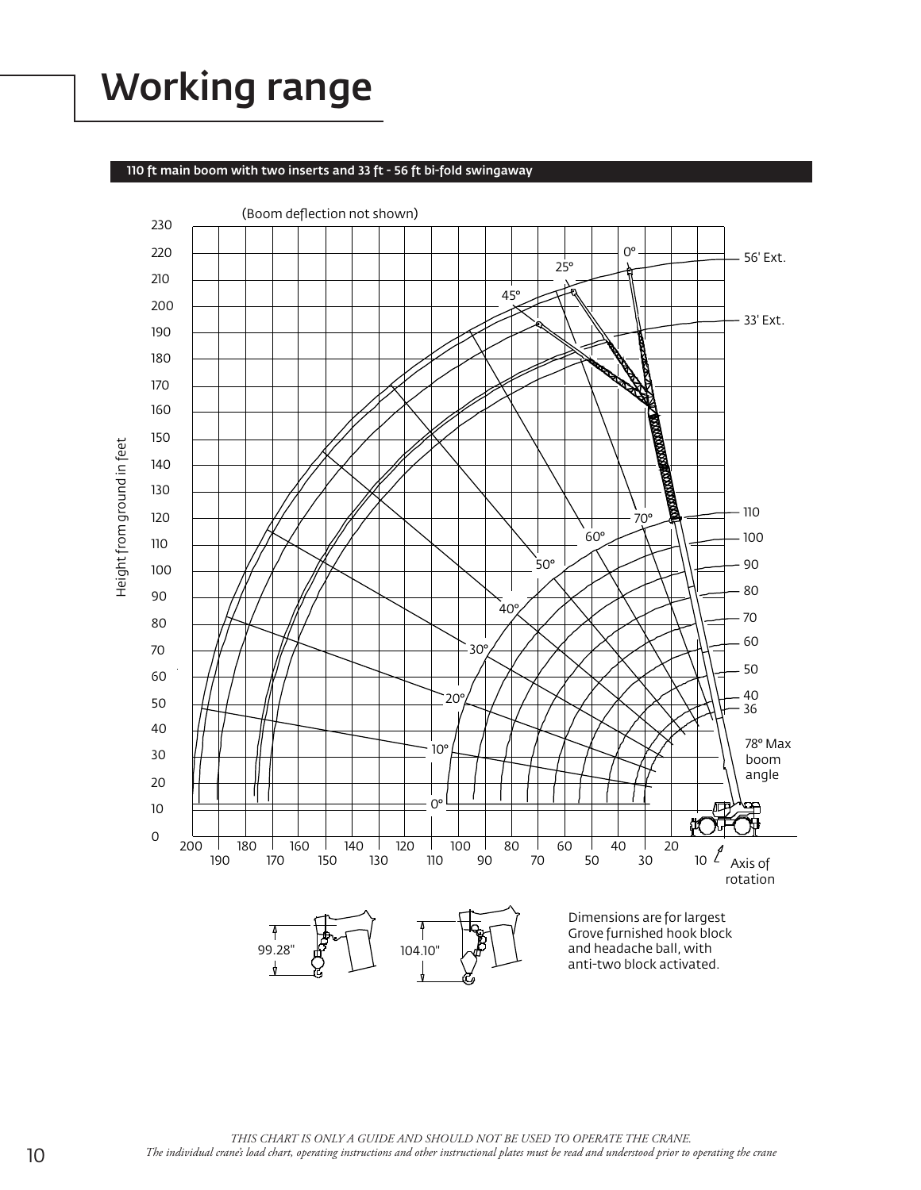# Working range

**110 ft main boom with two inserts and 33 ft - 56 ft bi-fold swingaway**

(Boom deflection not shown)

Height from ground in feet

56' Ext.

33' Ext.

78° Max boom angle

Axis of rotation

99.28"

104.10"

Dimensions are for largest Grove furnished hook block and headache ball, with anti-two block activated.

*THIS CHART IS ONLY A GUIDE AND SHOULD NOT BE USED TO OPERATE THE CRANE.*
*The individual crane's load chart, operating instructions and other instructional plates must be read and understood prior to operating the crane*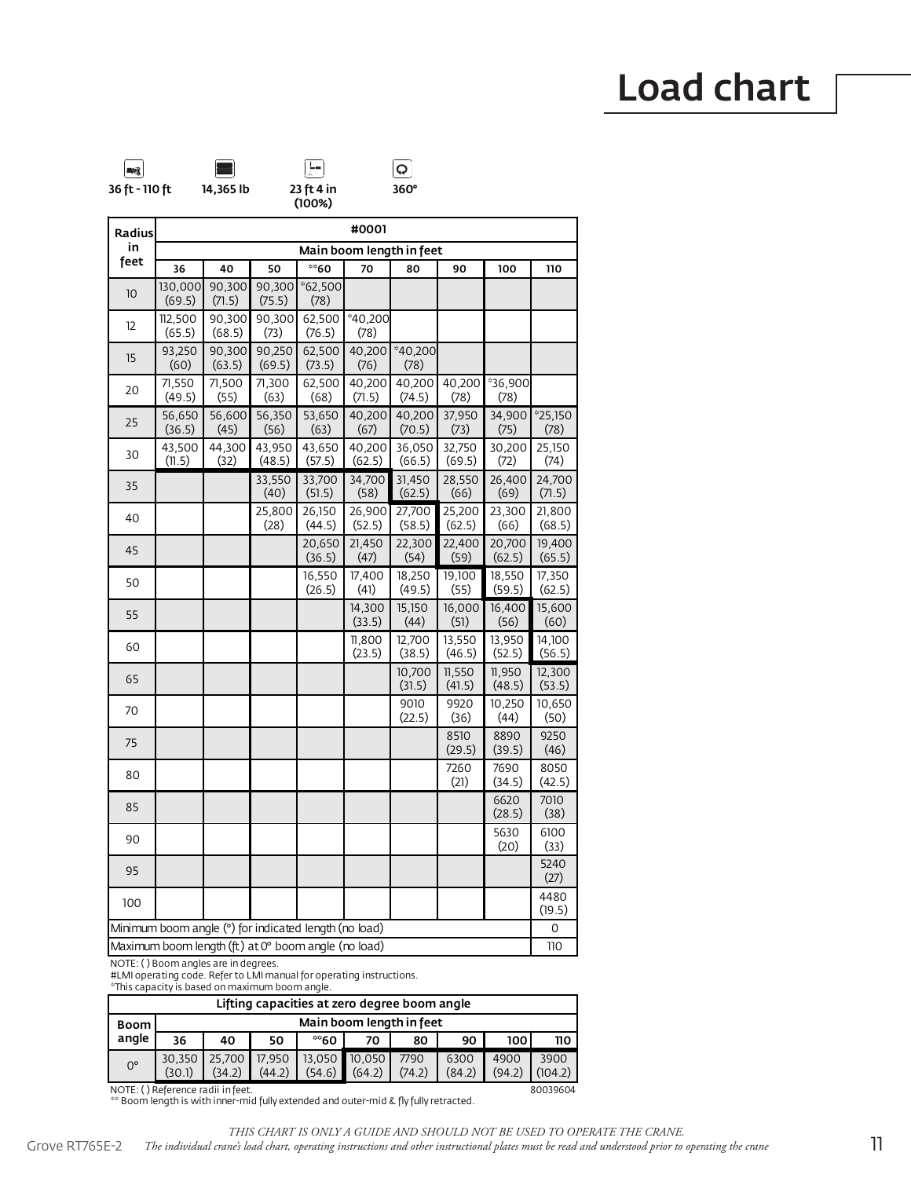# Load chart

| 36 ft - 110 ft | 14,365 lb | 23 ft 4 in (100%) | 360° |
|---|---|---|---|

| Radius in feet | #0001 | | | | | | | | |
|---|---|---|---|---|---|---|---|---|---|
| | Main boom length in feet | | | | | | | | |
| | 36 | 40 | 50 | **60 | 70 | 80 | 90 | 100 | 110 |
| 10 | 130,000 (69.5) | 90,300 (71.5) | 90,300 (75.5) | *62,500 (78) | | | | | |
| 12 | 112,500 (65.5) | 90,300 (68.5) | 90,300 (73) | 62,500 (76.5) | *40,200 (78) | | | | |
| 15 | 93,250 (60) | 90,300 (63.5) | 90,250 (69.5) | 62,500 (73.5) | 40,200 (76) | *40,200 (78) | | | |
| 20 | 71,550 (49.5) | 71,500 (55) | 71,300 (63) | 62,500 (68) | 40,200 (71.5) | 40,200 (74.5) | 40,200 (78) | *36,900 (78) | |
| 25 | 56,650 (36.5) | 56,600 (45) | 56,350 (56) | 53,650 (63) | 40,200 (67) | 40,200 (70.5) | 37,950 (73) | 34,900 (75) | *25,150 (78) |
| 30 | 43,500 (11.5) | 44,300 (32) | 43,950 (48.5) | 43,650 (57.5) | 40,200 (62.5) | 36,050 (66.5) | 32,750 (69.5) | 30,200 (72) | 25,150 (74) |
| 35 | | | 33,550 (40) | 33,700 (51.5) | 34,700 (58) | 31,450 (62.5) | 28,550 (66) | 26,400 (69) | 24,700 (71.5) |
| 40 | | | 25,800 (28) | 26,150 (44.5) | 26,900 (52.5) | 27,700 (58.5) | 25,200 (62.5) | 23,300 (66) | 21,800 (68.5) |
| 45 | | | | 20,650 (36.5) | 21,450 (47) | 22,300 (54) | 22,400 (59) | 20,700 (62.5) | 19,400 (65.5) |
| 50 | | | | 16,550 (26.5) | 17,400 (41) | 18,250 (49.5) | 19,100 (55) | 18,550 (59.5) | 17,350 (62.5) |
| 55 | | | | | 14,300 (33.5) | 15,150 (44) | 16,000 (51) | 16,400 (56) | 15,600 (60) |
| 60 | | | | | 11,800 (23.5) | 12,700 (38.5) | 13,550 (46.5) | 13,950 (52.5) | 14,100 (56.5) |
| 65 | | | | | | 10,700 (31.5) | 11,550 (41.5) | 11,950 (48.5) | 12,300 (53.5) |
| 70 | | | | | | 9010 (22.5) | 9920 (36) | 10,250 (44) | 10,650 (50) |
| 75 | | | | | | | 8510 (29.5) | 8890 (39.5) | 9250 (46) |
| 80 | | | | | | | 7260 (21) | 7690 (34.5) | 8050 (42.5) |
| 85 | | | | | | | | 6620 (28.5) | 7010 (38) |
| 90 | | | | | | | | 5630 (20) | 6100 (33) |
| 95 | | | | | | | | | 5240 (27) |
| 100 | | | | | | | | | 4480 (19.5) |
| Minimum boom angle (°) for indicated length (no load) | | | | | | | | | 0 |
| Maximum boom length (ft) at 0° boom angle (no load) | | | | | | | | | 110 |

NOTE: ( ) Boom angles are in degrees.
#LMI operating code. Refer to LMI manual for operating instructions.
*This capacity is based on maximum boom angle.

| Boom angle | Lifting capacities at zero degree boom angle | | | | | | | | |
|---|---|---|---|---|---|---|---|---|---|
| | Main boom length in feet | | | | | | | | |
| | 36 | 40 | 50 | **60 | 70 | 80 | 90 | 100 | 110 |
| 0° | 30,350 (30.1) | 25,700 (34.2) | 17,950 (44.2) | 13,050 (54.6) | 10,050 (64.2) | 7790 (74.2) | 6300 (84.2) | 4900 (94.2) | 3900 (104.2) |

NOTE: ( ) Reference radii in feet.
** Boom length is with inner-mid fully extended and outer-mid & fly fully retracted.

80039604

*THIS CHART IS ONLY A GUIDE AND SHOULD NOT BE USED TO OPERATE THE CRANE.*
*The individual crane's load chart, operating instructions and other instructional plates must be read and understood prior to operating the crane*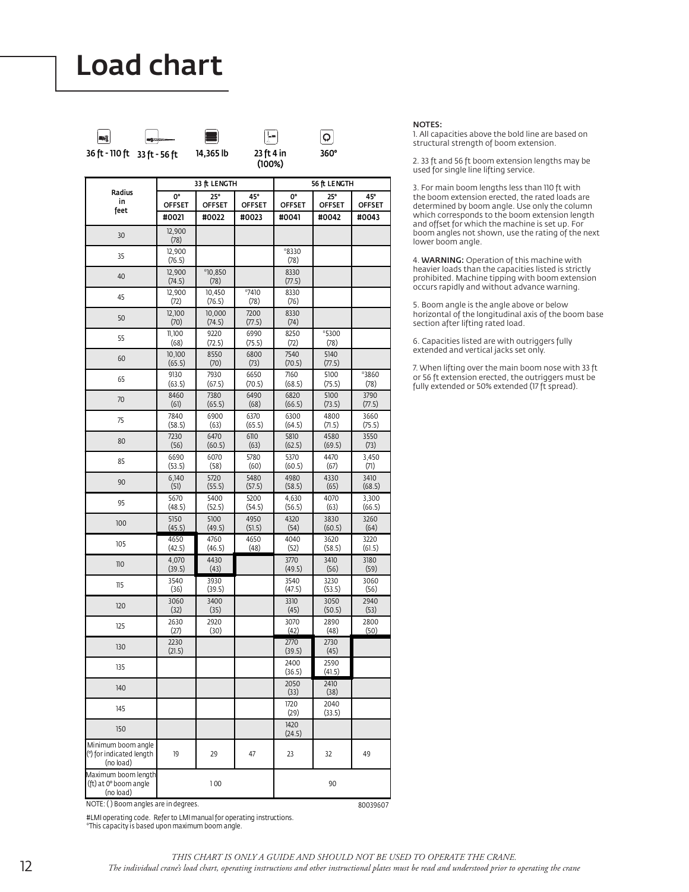# Load chart

| 36 ft - 110 ft | 33 ft - 56 ft | 14,365 lb | 23 ft 4 in (100%) | 360° |
|---|---|---|---|---|

| Radius in feet | 33 ft LENGTH | | | 56 ft LENGTH | | |
|---|---|---|---|---|---|---|
| | 0° OFFSET | 25° OFFSET | 45° OFFSET | 0° OFFSET | 25° OFFSET | 45° OFFSET |
| | #0021 | #0022 | #0023 | #0041 | #0042 | #0043 |
| 30 | 12,900 (78) | | | | | |
| 35 | 12,900 (76.5) | | | °8330 (78) | | |
| 40 | 12,900 (74.5) | °10,850 (78) | | 8330 (77.5) | | |
| 45 | 12,900 (72) | 10,450 (76.5) | °7410 (78) | 8330 (76) | | |
| 50 | 12,100 (70) | 10,000 (74.5) | 7200 (77.5) | 8330 (74) | | |
| 55 | 11,100 (68) | 9220 (72.5) | 6990 (75.5) | 8250 (72) | °5300 (78) | |
| 60 | 10,100 (65.5) | 8550 (70) | 6800 (73) | 7540 (70.5) | 5140 (77.5) | |
| 65 | 9130 (63.5) | 7930 (67.5) | 6650 (70.5) | 7160 (68.5) | 5100 (75.5) | °3860 (78) |
| 70 | 8460 (61) | 7380 (65.5) | 6490 (68) | 6820 (66.5) | 5100 (73.5) | 3790 (77.5) |
| 75 | 7840 (58.5) | 6900 (63) | 6370 (65.5) | 6300 (64.5) | 4800 (71.5) | 3660 (75.5) |
| 80 | 7230 (56) | 6470 (60.5) | 6110 (63) | 5810 (62.5) | 4580 (69.5) | 3550 (73) |
| 85 | 6690 (53.5) | 6070 (58) | 5780 (60) | 5370 (60.5) | 4470 (67) | 3,450 (71) |
| 90 | 6,140 (51) | 5720 (55.5) | 5480 (57.5) | 4980 (58.5) | 4330 (65) | 3410 (68.5) |
| 95 | 5670 (48.5) | 5400 (52.5) | 5200 (54.5) | 4,630 (56.5) | 4070 (63) | 3,300 (66.5) |
| 100 | 5150 (45.5) | 5100 (49.5) | 4950 (51.5) | 4320 (54) | 3830 (60.5) | 3260 (64) |
| 105 | 4650 (42.5) | 4760 (46.5) | 4650 (48) | 4040 (52) | 3620 (58.5) | 3220 (61.5) |
| 110 | 4,070 (39.5) | 4430 (43) | | 3770 (49.5) | 3410 (56) | 3180 (59) |
| 115 | 3540 (36) | 3930 (39.5) | | 3540 (47.5) | 3230 (53.5) | 3060 (56) |
| 120 | 3060 (32) | 3400 (35) | | 3310 (45) | 3050 (50.5) | 2940 (53) |
| 125 | 2630 (27) | 2920 (30) | | 3070 (42) | 2890 (48) | 2800 (50) |
| 130 | 2230 (21.5) | | | 2770 (39.5) | 2730 (45) | |
| 135 | | | | 2400 (36.5) | 2590 (41.5) | |
| 140 | | | | 2050 (33) | 2410 (38) | |
| 145 | | | | 1720 (29) | 2040 (33.5) | |
| 150 | | | | 1420 (24.5) | | |
| Minimum boom angle (°) for indicated length (no load) | 19 | 29 | 47 | 23 | 32 | 49 |
| Maximum boom length (ft) at 0° boom angle (no load) | 100 | | | 90 | | |

NOTE: ( ) Boom angles are in degrees.

80039607

#LMI operating code. Refer to LMI manual for operating instructions.
°This capacity is based upon maximum boom angle.

NOTES:

1. All capacities above the bold line are based on structural strength of boom extension.

2. 33 ft and 56 ft boom extension lengths may be used for single line lifting service.

3. For main boom lengths less than 110 ft with the boom extension erected, the rated loads are determined by boom angle. Use only the column which corresponds to the boom extension length and offset for which the machine is set up. For boom angles not shown, use the rating of the next lower boom angle.

4. **WARNING:** Operation of this machine with heavier loads than the capacities listed is strictly prohibited. Machine tipping with boom extension occurs rapidly and without advance warning.

5. Boom angle is the angle above or below horizontal of the longitudinal axis of the boom base section after lifting rated load.

6. Capacities listed are with outriggers fully extended and vertical jacks set only.

7. When lifting over the main boom nose with 33 ft or 56 ft extension erected, the outriggers must be fully extended or 50% extended (17 ft spread).

*THIS CHART IS ONLY A GUIDE AND SHOULD NOT BE USED TO OPERATE THE CRANE.*
*The individual crane's load chart, operating instructions and other instructional plates must be read and understood prior to operating the crane*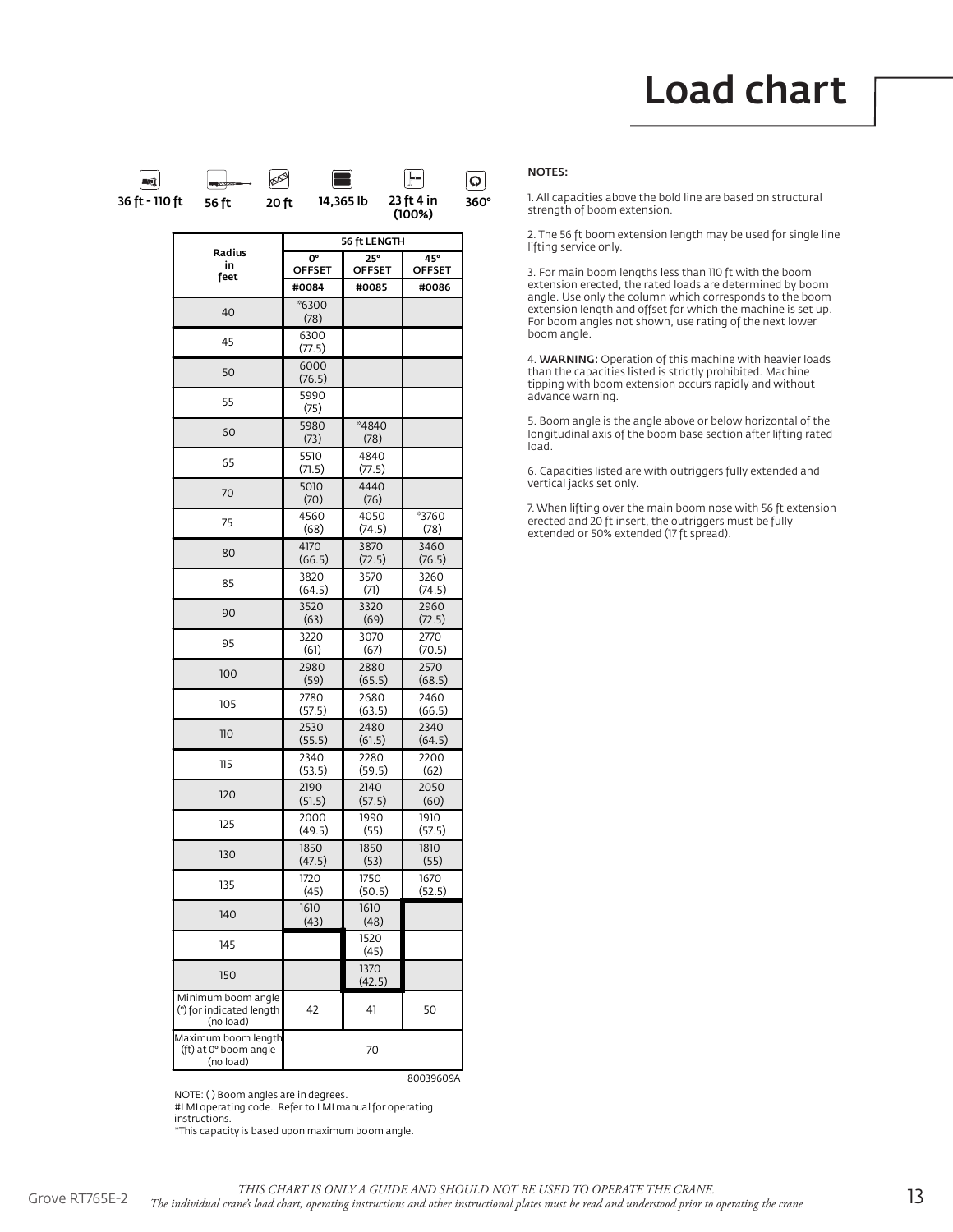# Load chart

| 36 ft - 110 ft | 56 ft | 20 ft | 14,365 lb | 23 ft 4 in (100%) | 360° |
|---|---|---|---|---|---|

| Radius in feet | 56 ft LENGTH | | |
|---|---|---|---|
| | 0° OFFSET | 25° OFFSET | 45° OFFSET |
| | #0084 | #0085 | #0086 |
| 40 | *6300 (78) | | |
| 45 | 6300 (77.5) | | |
| 50 | 6000 (76.5) | | |
| 55 | 5990 (75) | | |
| 60 | 5980 (73) | *4840 (78) | |
| 65 | 5510 (71.5) | 4840 (77.5) | |
| 70 | 5010 (70) | 4440 (76) | |
| 75 | 4560 (68) | 4050 (74.5) | *3760 (78) |
| 80 | 4170 (66.5) | 3870 (72.5) | 3460 (76.5) |
| 85 | 3820 (64.5) | 3570 (71) | 3260 (74.5) |
| 90 | 3520 (63) | 3320 (69) | 2960 (72.5) |
| 95 | 3220 (61) | 3070 (67) | 2770 (70.5) |
| 100 | 2980 (59) | 2880 (65.5) | 2570 (68.5) |
| 105 | 2780 (57.5) | 2680 (63.5) | 2460 (66.5) |
| 110 | 2530 (55.5) | 2480 (61.5) | 2340 (64.5) |
| 115 | 2340 (53.5) | 2280 (59.5) | 2200 (62) |
| 120 | 2190 (51.5) | 2140 (57.5) | 2050 (60) |
| 125 | 2000 (49.5) | 1990 (55) | 1910 (57.5) |
| 130 | 1850 (47.5) | 1850 (53) | 1810 (55) |
| 135 | 1720 (45) | 1750 (50.5) | 1670 (52.5) |
| 140 | 1610 (43) | 1610 (48) | |
| 145 | | 1520 (45) | |
| 150 | | 1370 (42.5) | |
| Minimum boom angle (°) for indicated length (no load) | 42 | 41 | 50 |
| Maximum boom length (ft) at 0° boom angle (no load) | 70 | | |

80039609A

NOTE: ( ) Boom angles are in degrees.
#LMI operating code. Refer to LMI manual for operating instructions.
*This capacity is based upon maximum boom angle.

NOTES:

1. All capacities above the bold line are based on structural strength of boom extension.

2. The 56 ft boom extension length may be used for single line lifting service only.

3. For main boom lengths less than 110 ft with the boom extension erected, the rated loads are determined by boom angle. Use only the column which corresponds to the boom extension length and offset for which the machine is set up. For boom angles not shown, use rating of the next lower boom angle.

4. **WARNING:** Operation of this machine with heavier loads than the capacities listed is strictly prohibited. Machine tipping with boom extension occurs rapidly and without advance warning.

5. Boom angle is the angle above or below horizontal of the longitudinal axis of the boom base section after lifting rated load.

6. Capacities listed are with outriggers fully extended and vertical jacks set only.

7. When lifting over the main boom nose with 56 ft extension erected and 20 ft insert, the outriggers must be fully extended or 50% extended (17 ft spread).

*THIS CHART IS ONLY A GUIDE AND SHOULD NOT BE USED TO OPERATE THE CRANE.*
*The individual crane's load chart, operating instructions and other instructional plates must be read and understood prior to operating the crane*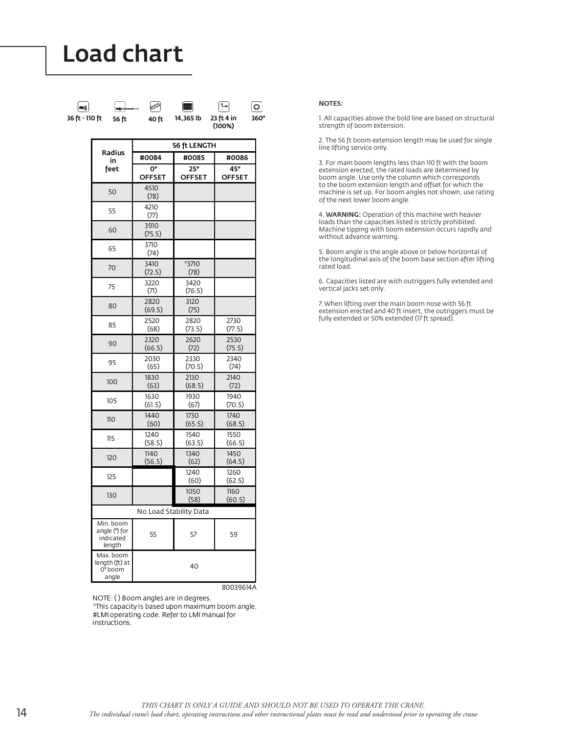# Load chart

| 36 ft - 110 ft | 56 ft | 40 ft | 14,365 lb | 23 ft 4 in (100%) | 360° |
|---|---|---|---|---|---|

| Radius in feet | 56 ft LENGTH | | |
|---|---|---|---|
| | #0084 | #0085 | #0086 |
| | 0° OFFSET | 25° OFFSET | 45° OFFSET |
| 50 | 4510 (78) | | |
| 55 | 4210 (77) | | |
| 60 | 3910 (75.5) | | |
| 65 | 3710 (74) | | |
| 70 | 3410 (72.5) | *3710 (78) | |
| 75 | 3220 (71) | 3420 (76.5) | |
| 80 | 2820 (69.5) | 3120 (75) | |
| 85 | 2520 (68) | 2820 (73.5) | 2730 (77.5) |
| 90 | 2320 (66.5) | 2620 (72) | 2530 (75.5) |
| 95 | 2030 (65) | 2330 (70.5) | 2340 (74) |
| 100 | 1830 (63) | 2130 (68.5) | 2140 (72) |
| 105 | 1630 (61.5) | 1930 (67) | 1940 (70.5) |
| 110 | 1440 (60) | 1730 (65.5) | 1740 (68.5) |
| 115 | 1240 (58.5) | 1540 (63.5) | 1550 (66.5) |
| 120 | 1140 (56.5) | 1340 (62) | 1450 (64.5) |
| 125 | | 1240 (60) | 1260 (62.5) |
| 130 | | 1050 (58) | 1160 (60.5) |
| No Load Stability Data | | | |
| Min. boom angle (°) for indicated length | 55 | 57 | 59 |
| Max. boom length (ft) at 0° boom angle | 40 | | |

80039614A

NOTE: ( ) Boom angles are in degrees.
*This capacity is based upon maximum boom angle.
#LMI operating code. Refer to LMI manual for instructions.

**NOTES:**

1. All capacities above the bold line are based on structural strength of boom extension.

2. The 56 ft boom extension length may be used for single line lifting service only.

3. For main boom lengths less than 110 ft with the boom extension erected, the rated loads are determined by boom angle. Use only the column which corresponds to the boom extension length and offset for which the machine is set up. For boom angles not shown, use rating of the next lower boom angle.

4. **WARNING:** Operation of this machine with heavier loads than the capacities listed is strictly prohibited. Machine tipping with boom extension occurs rapidly and without advance warning.

5. Boom angle is the angle above or below horizontal of the longitudinal axis of the boom base section after lifting rated load.

6. Capacities listed are with outriggers fully extended and vertical jacks set only.

7. When lifting over the main boom nose with 56 ft extension erected and 40 ft insert, the outriggers must be fully extended or 50% extended (17 ft spread).

*THIS CHART IS ONLY A GUIDE AND SHOULD NOT BE USED TO OPERATE THE CRANE.*
*The individual crane's load chart, operating instructions and other instructional plates must be read and understood prior to operating the crane*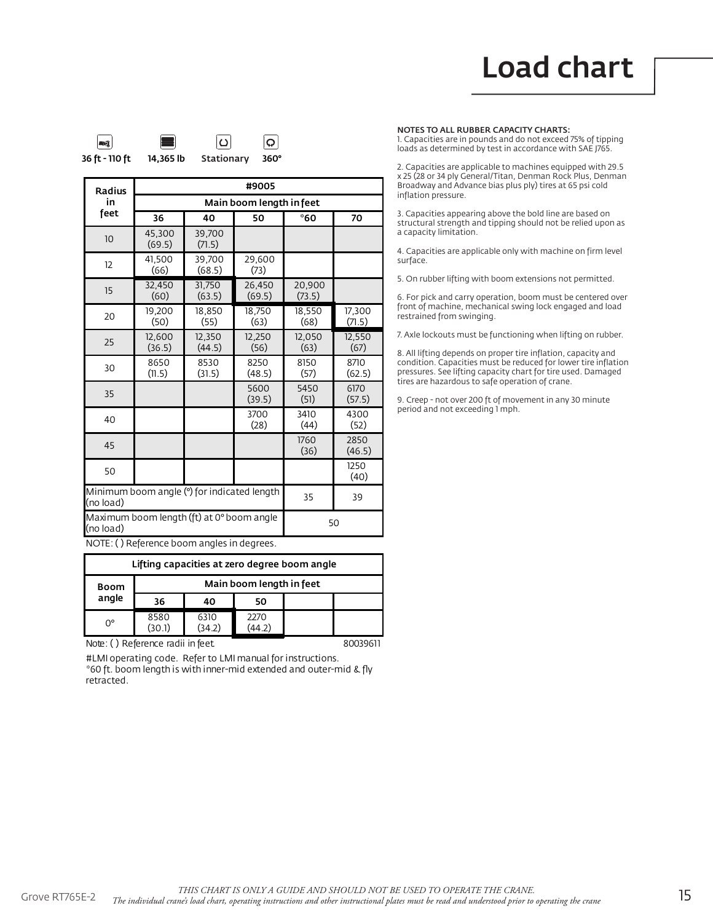# Load chart

36 ft - 110 ft | 14,365 lb | Stationary | 360°

| Radius in feet | #9005 | | | | |
|---|---|---|---|---|---|
| | Main boom length in feet | | | | |
| | 36 | 40 | 50 | *60 | 70 |
| 10 | 45,300 (69.5) | 39,700 (71.5) | | | |
| 12 | 41,500 (66) | 39,700 (68.5) | 29,600 (73) | | |
| 15 | 32,450 (60) | 31,750 (63.5) | 26,450 (69.5) | 20,900 (73.5) | |
| 20 | 19,200 (50) | 18,850 (55) | 18,750 (63) | 18,550 (68) | 17,300 (71.5) |
| 25 | 12,600 (36.5) | 12,350 (44.5) | 12,250 (56) | 12,050 (63) | 12,550 (67) |
| 30 | 8650 (11.5) | 8530 (31.5) | 8250 (48.5) | 8150 (57) | 8710 (62.5) |
| 35 | | | 5600 (39.5) | 5450 (51) | 6170 (57.5) |
| 40 | | | 3700 (28) | 3410 (44) | 4300 (52) |
| 45 | | | | 1760 (36) | 2850 (46.5) |
| 50 | | | | | 1250 (40) |
| Minimum boom angle (°) for indicated length (no load) | | | | 35 | 39 |
| Maximum boom length (ft) at 0° boom angle (no load) | | | | 50 | |

NOTE: ( ) Reference boom angles in degrees.

| Lifting capacities at zero degree boom angle | | | | | |
|---|---|---|---|---|---|
| Boom angle | Main boom length in feet | | | | |
| | 36 | 40 | 50 | | |
| 0° | 8580 (30.1) | 6310 (34.2) | 2270 (44.2) | | |

Note: ( ) Reference radii in feet. 80039611

#LMI operating code. Refer to LMI manual for instructions.
*60 ft. boom length is with inner-mid extended and outer-mid & fly retracted.

**NOTES TO ALL RUBBER CAPACITY CHARTS:**

1. Capacities are in pounds and do not exceed 75% of tipping loads as determined by test in accordance with SAE J765.
2. Capacities are applicable to machines equipped with 29.5 x 25 (28 or 34 ply General/Titan, Denman Rock Plus, Denman Broadway and Advance bias plus ply) tires at 65 psi cold inflation pressure.
3. Capacities appearing above the bold line are based on structural strength and tipping should not be relied upon as a capacity limitation.
4. Capacities are applicable only with machine on firm level surface.
5. On rubber lifting with boom extensions not permitted.
6. For pick and carry operation, boom must be centered over front of machine, mechanical swing lock engaged and load restrained from swinging.
7. Axle lockouts must be functioning when lifting on rubber.
8. All lifting depends on proper tire inflation, capacity and condition. Capacities must be reduced for lower tire inflation pressures. See lifting capacity chart for tire used. Damaged tires are hazardous to safe operation of crane.
9. Creep - not over 200 ft of movement in any 30 minute period and not exceeding 1 mph.

*THIS CHART IS ONLY A GUIDE AND SHOULD NOT BE USED TO OPERATE THE CRANE.*
*The individual crane's load chart, operating instructions and other instructional plates must be read and understood prior to operating the crane*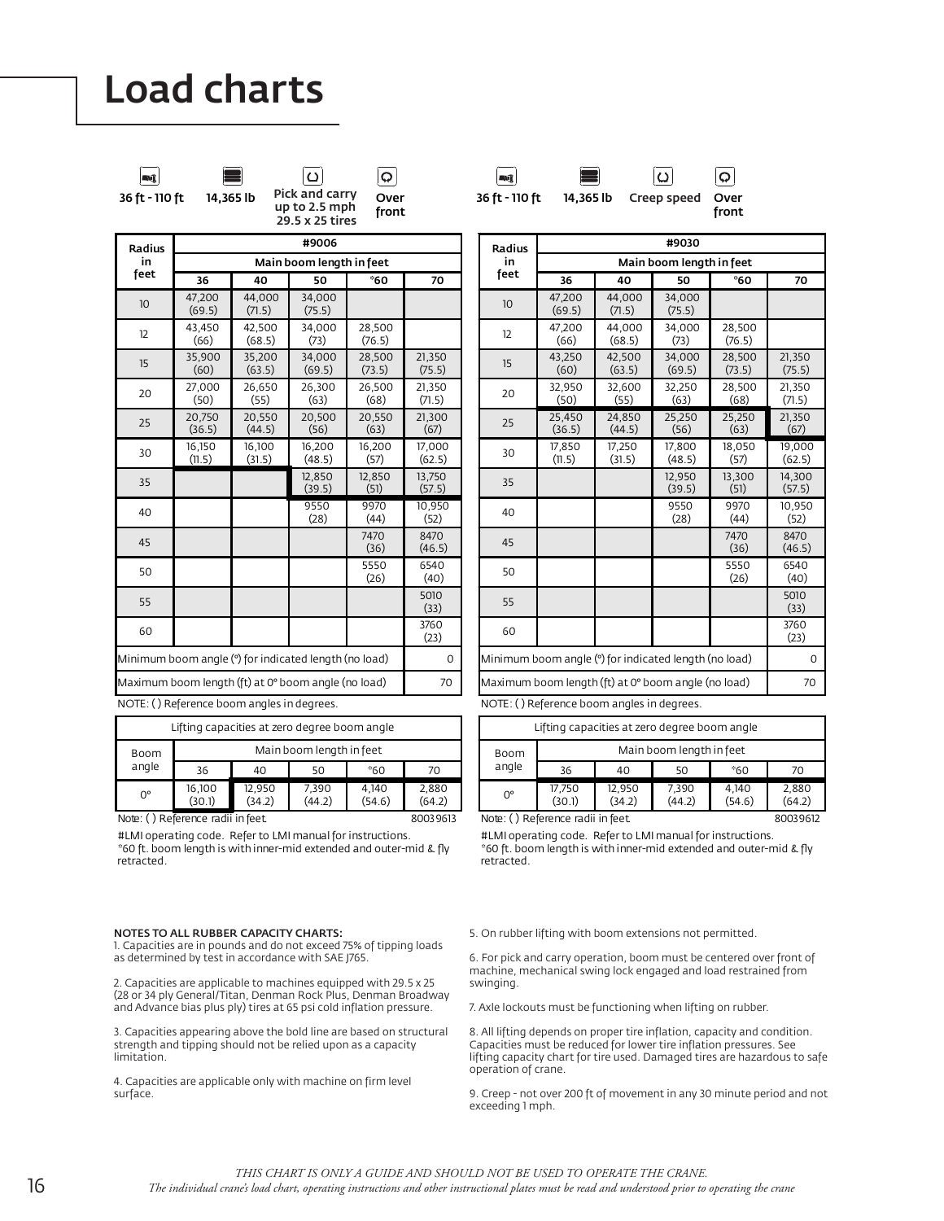# Load charts

36 ft - 110 ft | 14,365 lb | Pick and carry up to 2.5 mph 29.5 x 25 tires | Over front

| Radius in feet | #9006 | | | | |
|---|---|---|---|---|---|
| | Main boom length in feet | | | | |
| | 36 | 40 | 50 | *60 | 70 |
| 10 | 47,200 (69.5) | 44,000 (71.5) | 34,000 (75.5) | | |
| 12 | 43,450 (66) | 42,500 (68.5) | 34,000 (73) | 28,500 (76.5) | |
| 15 | 35,900 (60) | 35,200 (63.5) | 34,000 (69.5) | 28,500 (73.5) | 21,350 (75.5) |
| 20 | 27,000 (50) | 26,650 (55) | 26,300 (63) | 26,500 (68) | 21,350 (71.5) |
| 25 | 20,750 (36.5) | 20,550 (44.5) | 20,500 (56) | 20,550 (63) | 21,300 (67) |
| 30 | 16,150 (11.5) | 16,100 (31.5) | 16,200 (48.5) | 16,200 (57) | 17,000 (62.5) |
| 35 | | | 12,850 (39.5) | 12,850 (51) | 13,750 (57.5) |
| 40 | | | 9550 (28) | 9970 (44) | 10,950 (52) |
| 45 | | | | 7470 (36) | 8470 (46.5) |
| 50 | | | | 5550 (26) | 6540 (40) |
| 55 | | | | | 5010 (33) |
| 60 | | | | | 3760 (23) |
| Minimum boom angle (°) for indicated length (no load) | | | | | 0 |
| Maximum boom length (ft) at 0° boom angle (no load) | | | | | 70 |

NOTE: ( ) Reference boom angles in degrees.

| Lifting capacities at zero degree boom angle | | | | | |
|---|---|---|---|---|---|
| Boom angle | Main boom length in feet | | | | |
| | 36 | 40 | 50 | *60 | 70 |
| 0° | 16,100 (30.1) | 12,950 (34.2) | 7,390 (44.2) | 4,140 (54.6) | 2,880 (64.2) |

Note: ( ) Reference radii in feet. 80039613

#LMI operating code. Refer to LMI manual for instructions.
*60 ft. boom length is with inner-mid extended and outer-mid & fly retracted.

36 ft - 110 ft | 14,365 lb | Creep speed | Over front

| Radius in feet | #9030 | | | | |
|---|---|---|---|---|---|
| | Main boom length in feet | | | | |
| | 36 | 40 | 50 | *60 | 70 |
| 10 | 47,200 (69.5) | 44,000 (71.5) | 34,000 (75.5) | | |
| 12 | 47,200 (66) | 44,000 (68.5) | 34,000 (73) | 28,500 (76.5) | |
| 15 | 43,250 (60) | 42,500 (63.5) | 34,000 (69.5) | 28,500 (73.5) | 21,350 (75.5) |
| 20 | 32,950 (50) | 32,600 (55) | 32,250 (63) | 28,500 (68) | 21,350 (71.5) |
| 25 | 25,450 (36.5) | 24,850 (44.5) | 25,250 (56) | 25,250 (63) | 21,350 (67) |
| 30 | 17,850 (11.5) | 17,250 (31.5) | 17,800 (48.5) | 18,050 (57) | 19,000 (62.5) |
| 35 | | | 12,950 (39.5) | 13,300 (51) | 14,300 (57.5) |
| 40 | | | 9550 (28) | 9970 (44) | 10,950 (52) |
| 45 | | | | 7470 (36) | 8470 (46.5) |
| 50 | | | | 5550 (26) | 6540 (40) |
| 55 | | | | | 5010 (33) |
| 60 | | | | | 3760 (23) |
| Minimum boom angle (°) for indicated length (no load) | | | | | 0 |
| Maximum boom length (ft) at 0° boom angle (no load) | | | | | 70 |

NOTE: ( ) Reference boom angles in degrees.

| Lifting capacities at zero degree boom angle | | | | | |
|---|---|---|---|---|---|
| Boom angle | Main boom length in feet | | | | |
| | 36 | 40 | 50 | *60 | 70 |
| 0° | 17,750 (30.1) | 12,950 (34.2) | 7,390 (44.2) | 4,140 (54.6) | 2,880 (64.2) |

Note: ( ) Reference radii in feet. 80039612

#LMI operating code. Refer to LMI manual for instructions.
*60 ft. boom length is with inner-mid extended and outer-mid & fly retracted.

**NOTES TO ALL RUBBER CAPACITY CHARTS:**

1. Capacities are in pounds and do not exceed 75% of tipping loads as determined by test in accordance with SAE J765.

2. Capacities are applicable to machines equipped with 29.5 x 25 (28 or 34 ply General/Titan, Denman Rock Plus, Denman Broadway and Advance bias plus ply) tires at 65 psi cold inflation pressure.

3. Capacities appearing above the bold line are based on structural strength and tipping should not be relied upon as a capacity limitation.

4. Capacities are applicable only with machine on firm level surface.

5. On rubber lifting with boom extensions not permitted.

6. For pick and carry operation, boom must be centered over front of machine, mechanical swing lock engaged and load restrained from swinging.

7. Axle lockouts must be functioning when lifting on rubber.

8. All lifting depends on proper tire inflation, capacity and condition. Capacities must be reduced for lower tire inflation pressures. See lifting capacity chart for tire used. Damaged tires are hazardous to safe operation of crane.

9. Creep - not over 200 ft of movement in any 30 minute period and not exceeding 1 mph.

*THIS CHART IS ONLY A GUIDE AND SHOULD NOT BE USED TO OPERATE THE CRANE.*
*The individual crane's load chart, operating instructions and other instructional plates must be read and understood prior to operating the crane*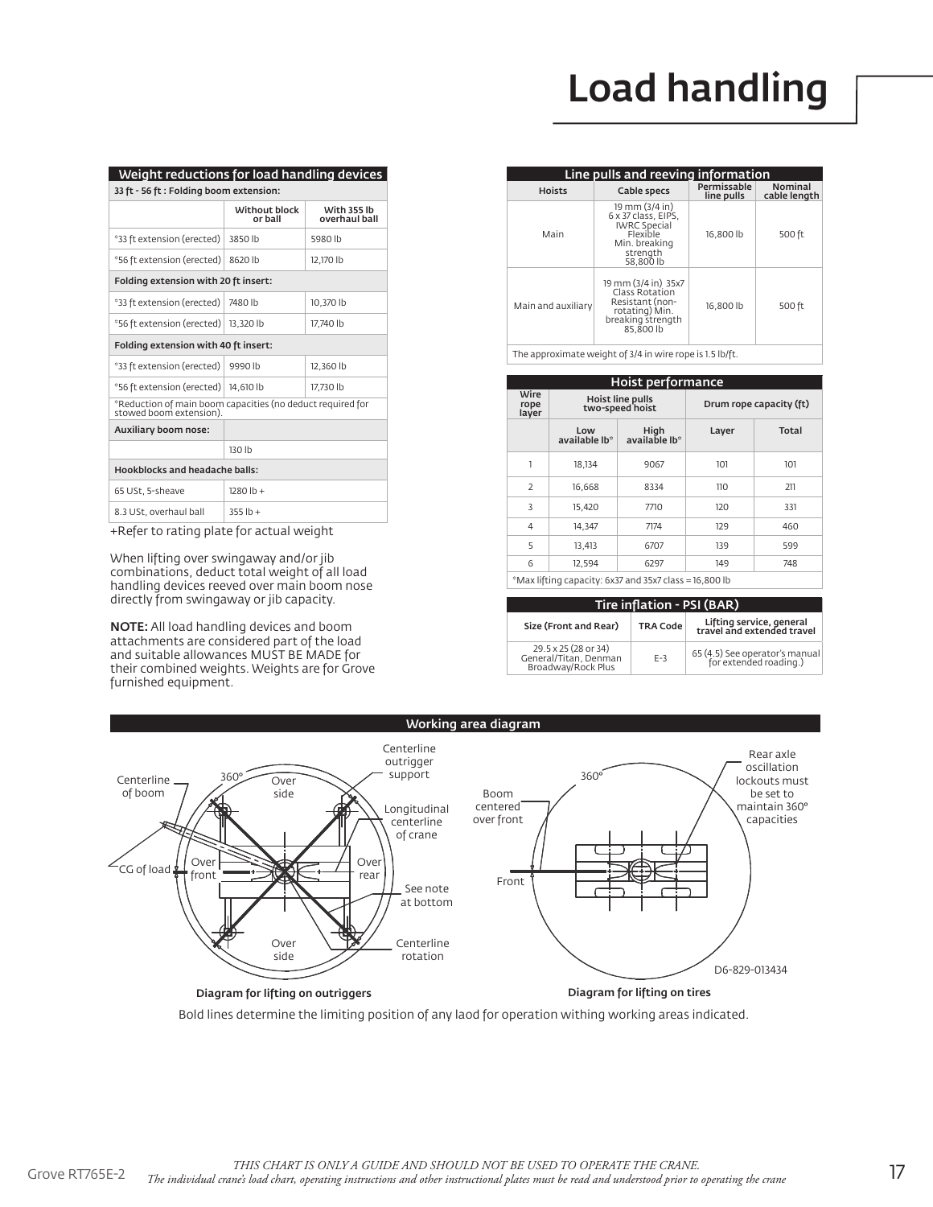# Load handling

## Weight reductions for load handling devices

| 33 ft - 56 ft : Folding boom extension: | | |
|---|---|---|
| | Without block or ball | With 355 lb overhaul ball |
| *33 ft extension (erected) | 3850 lb | 5980 lb |
| *56 ft extension (erected) | 8620 lb | 12,170 lb |
| **Folding extension with 20 ft insert:** | | |
| *33 ft extension (erected) | 7480 lb | 10,370 lb |
| *56 ft extension (erected) | 13,320 lb | 17,740 lb |
| **Folding extension with 40 ft insert:** | | |
| *33 ft extension (erected) | 9990 lb | 12,360 lb |
| *56 ft extension (erected) | 14,610 lb | 17,730 lb |
| *Reduction of main boom capacities (no deduct required for stowed boom extension). | | |
| **Auxiliary boom nose:** | | |
| | 130 lb | |
| **Hookblocks and headache balls:** | | |
| 65 USt, 5-sheave | 1280 lb + | |
| 8.3 USt, overhaul ball | 355 lb + | |

+Refer to rating plate for actual weight

When lifting over swingaway and/or jib combinations, deduct total weight of all load handling devices reeved over main boom nose directly from swingaway or jib capacity.

**NOTE:** All load handling devices and boom attachments are considered part of the load and suitable allowances MUST BE MADE for their combined weights. Weights are for Grove furnished equipment.

## Line pulls and reeving information

| Hoists | Cable specs | Permissable line pulls | Nominal cable length |
|---|---|---|---|
| Main | 19 mm (3/4 in) 6 x 37 class, EIPS, IWRC Special Flexible Min. breaking strength 58,800 lb | 16,800 lb | 500 ft |
| Main and auxiliary | 19 mm (3/4 in) 35x7 Class Rotation Resistant (non-rotating) Min. breaking strength 85,800 lb | 16,800 lb | 500 ft |

The approximate weight of 3/4 in wire rope is 1.5 lb/ft.

## Hoist performance

| Wire rope layer | Hoist line pulls two-speed hoist | | Drum rope capacity (ft) | |
|---|---|---|---|---|
| | Low available lb* | High available lb* | Layer | Total |
| 1 | 18,134 | 9067 | 101 | 101 |
| 2 | 16,668 | 8334 | 110 | 211 |
| 3 | 15,420 | 7710 | 120 | 331 |
| 4 | 14,347 | 7174 | 129 | 460 |
| 5 | 13,413 | 6707 | 139 | 599 |
| 6 | 12,594 | 6297 | 149 | 748 |

*Max lifting capacity: 6x37 and 35x7 class = 16,800 lb

## Tire inflation - PSI (BAR)

| Size (Front and Rear) | TRA Code | Lifting service, general travel and extended travel |
|---|---|---|
| 29.5 x 25 (28 or 34) General/Titan, Denman Broadway/Rock Plus | E-3 | 65 (4.5) See operator's manual for extended roading.) |

## Working area diagram

Centerline of boom · 360° · Over side · Centerline outrigger support · Longitudinal centerline of crane · CG of load · Over front · Over rear · See note at bottom · Over side · Centerline rotation

Diagram for lifting on outriggers

360° · Boom centered over front · Front · Rear axle oscillation lockouts must be set to maintain 360° capacities · D6-829-013434

Diagram for lifting on tires

Bold lines determine the limiting position of any laod for operation withing working areas indicated.

*THIS CHART IS ONLY A GUIDE AND SHOULD NOT BE USED TO OPERATE THE CRANE.*
*The individual crane's load chart, operating instructions and other instructional plates must be read and understood prior to operating the crane*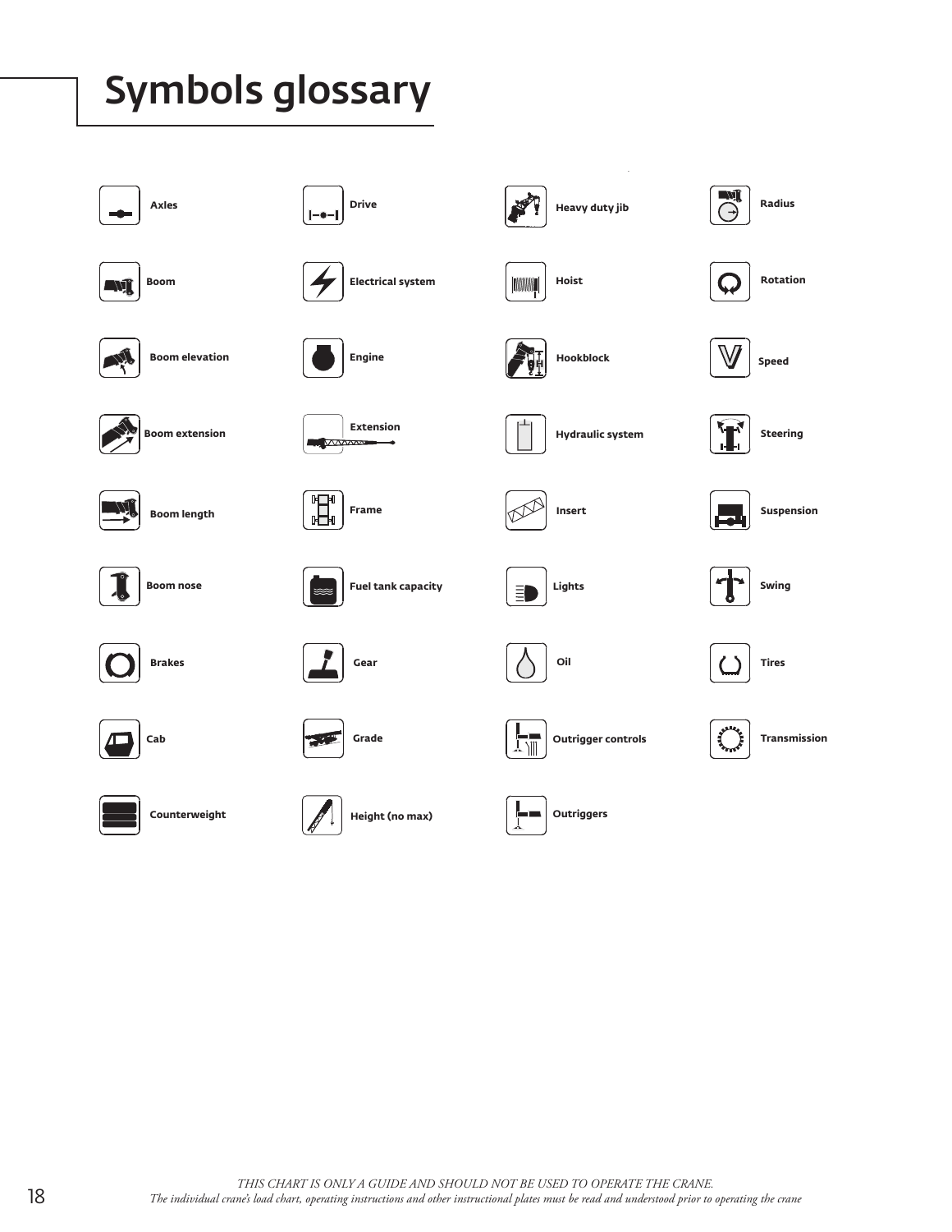# Symbols glossary

- Axles
- Boom
- Boom elevation
- Boom extension
- Boom length
- Boom nose
- Brakes
- Cab
- Counterweight
- Drive
- Electrical system
- Engine
- Extension
- Frame
- Fuel tank capacity
- Gear
- Grade
- Height (no max)
- Heavy duty jib
- Hoist
- Hookblock
- Hydraulic system
- Insert
- Lights
- Oil
- Outrigger controls
- Outriggers
- Radius
- Rotation
- Speed
- Steering
- Suspension
- Swing
- Tires
- Transmission

*THIS CHART IS ONLY A GUIDE AND SHOULD NOT BE USED TO OPERATE THE CRANE.*
*The individual crane's load chart, operating instructions and other instructional plates must be read and understood prior to operating the crane*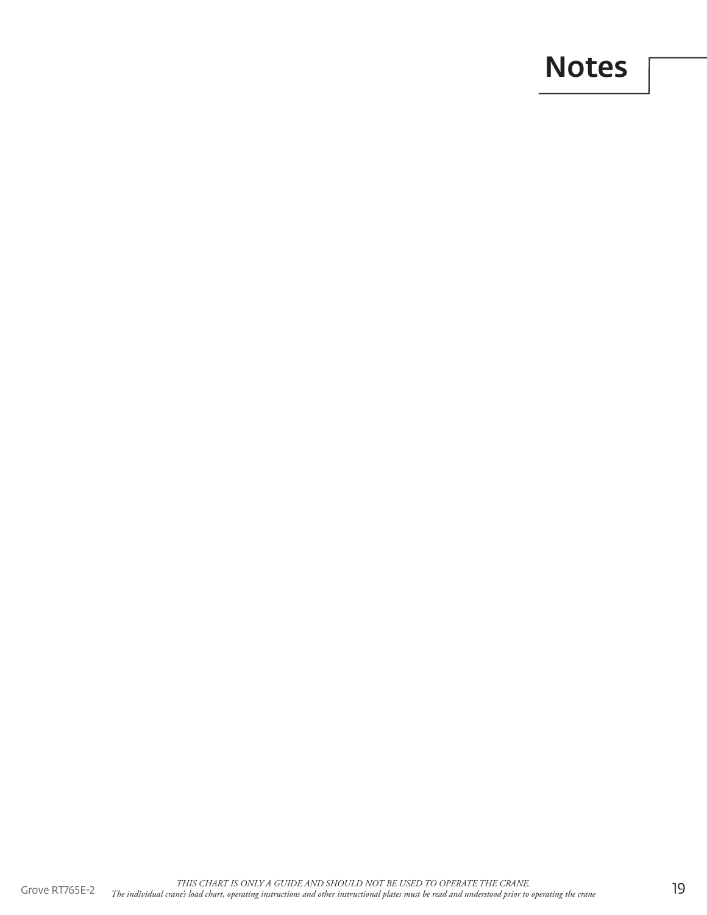# Notes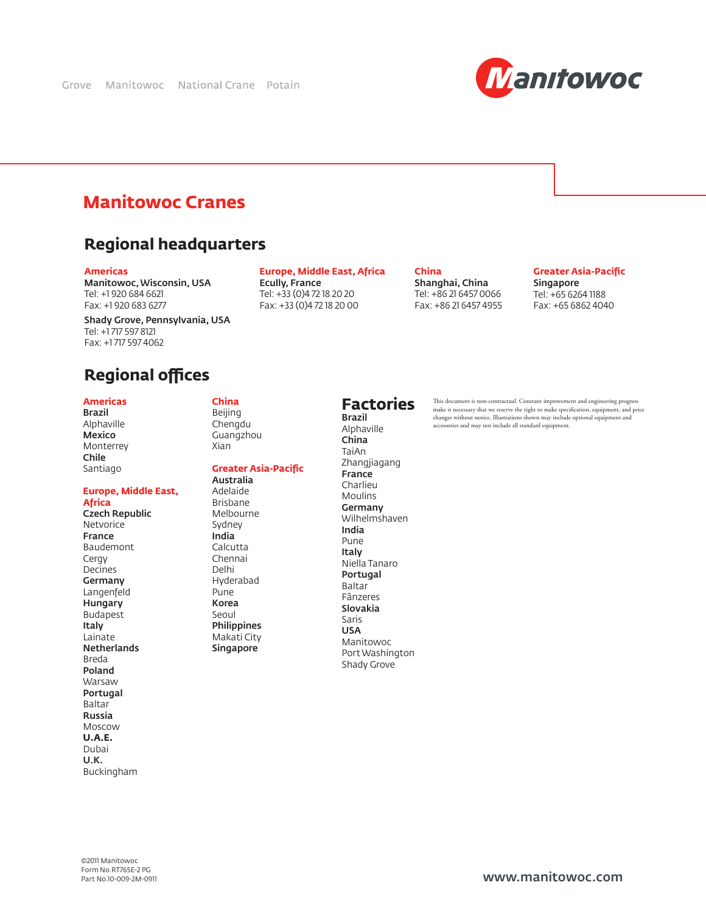Grove Manitowoc National Crane Potain

# Manitowoc Cranes

## Regional headquarters

**Americas**
**Manitowoc, Wisconsin, USA**
Tel: +1 920 684 6621
Fax: +1 920 683 6277

**Shady Grove, Pennsylvania, USA**
Tel: +1 717 597 8121
Fax: +1 717 597 4062

**Europe, Middle East, Africa**
**Ecully, France**
Tel: +33 (0)4 72 18 20 20
Fax: +33 (0)4 72 18 20 00

**China**
**Shanghai, China**
Tel: +86 21 6457 0066
Fax: +86 21 6457 4955

**Greater Asia-Pacific**
**Singapore**
Tel: +65 6264 1188
Fax: +65 6862 4040

## Regional offices

**Americas**
**Brazil**
Alphaville
**Mexico**
Monterrey
**Chile**
Santiago

**Europe, Middle East, Africa**
**Czech Republic**
Netvorice
**France**
Baudemont
Cergy
Decines
**Germany**
Langenfeld
**Hungary**
Budapest
**Italy**
Lainate
**Netherlands**
Breda
**Poland**
Warsaw
**Portugal**
Baltar
**Russia**
Moscow
**U.A.E.**
Dubai
**U.K.**
Buckingham

**China**
Beijing
Chengdu
Guangzhou
Xian

**Greater Asia-Pacific**
**Australia**
Adelaide
Brisbane
Melbourne
Sydney
**India**
Calcutta
Chennai
Delhi
Hyderabad
Pune
**Korea**
Seoul
**Philippines**
Makati City
**Singapore**

## Factories

**Brazil**
Alphaville
**China**
TaiAn
Zhangjiagang
**France**
Charlieu
Moulins
**Germany**
Wilhelmshaven
**India**
Pune
**Italy**
Niella Tanaro
**Portugal**
Baltar
Fânzeres
**Slovakia**
Saris
**USA**
Manitowoc
Port Washington
Shady Grove

This document is non-contractual. Constant improvement and engineering progress make it necessary that we reserve the right to make specification, equipment, and price changes without notice. Illustrations shown may include optional equipment and accessories and may not include all standard equipment.

©2011 Manitowoc
Form No.RT765E-2 PG
Part No.10-009-2M-0911

www.manitowoc.com